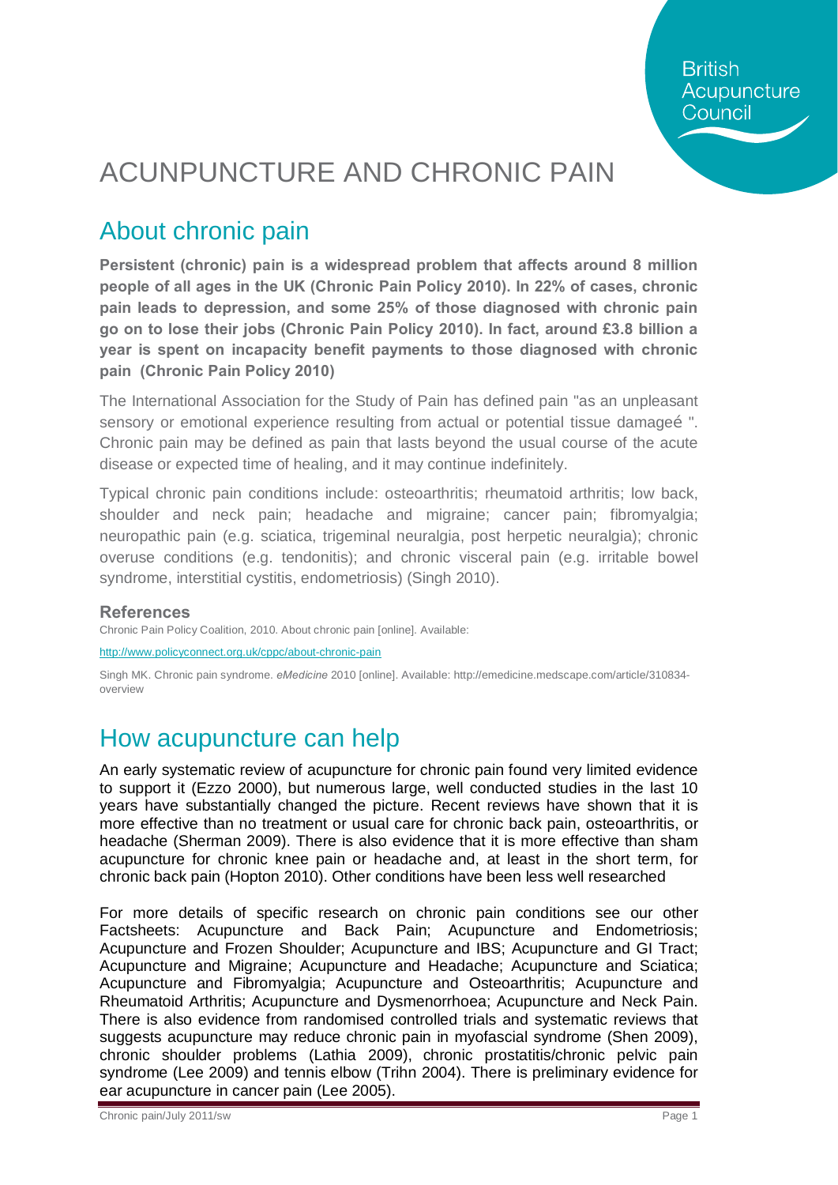British Acupuncture Council

# ACUNPUNCTURE AND CHRONIC PAIN

## About chronic pain

**Persistent (chronic) pain is a widespread problem that affects around 8 million people of all ages in the UK (Chronic Pain Policy 2010). In 22% of cases, chronic pain leads to depression, and some 25% of those diagnosed with chronic pain go on to lose their jobs (Chronic Pain Policy 2010). In fact, around £3.8 billion a year is spent on incapacity benefit payments to those diagnosed with chronic pain (Chronic Pain Policy 2010)**

The International Association for the Study of Pain has defined pain "as an unpleasant sensory or emotional experience resulting from actual or potential tissue damageé ". Chronic pain may be defined as pain that lasts beyond the usual course of the acute disease or expected time of healing, and it may continue indefinitely.

Typical chronic pain conditions include: osteoarthritis; rheumatoid arthritis; low back, shoulder and neck pain; headache and migraine; cancer pain; fibromyalgia; neuropathic pain (e.g. sciatica, trigeminal neuralgia, post herpetic neuralgia); chronic overuse conditions (e.g. tendonitis); and chronic visceral pain (e.g. irritable bowel syndrome, interstitial cystitis, endometriosis) (Singh 2010).

### References

Chronic Pain Policy Coalition, 2010. About chronic pain [online]. Available:

http://www.policyconnect.org.uk/cppc/about-chronic-pain

Singh MK. Chronic pain syndrome. *eMedicine* 2010 [online]. Available: http://emedicine.medscape.com/article/310834-overview

## How acupuncture can help

An early systematic review of acupuncture for chronic pain found very limited evidence to support it (Ezzo 2000), but numerous large, well conducted studies in the last 10 years have substantially changed the picture. Recent reviews have shown that it is more effective than no treatment or usual care for chronic back pain, osteoarthritis, or headache (Sherman 2009). There is also evidence that it is more effective than sham acupuncture for chronic knee pain or headache and, at least in the short term, for chronic back pain (Hopton 2010). Other conditions have been less well researched

For more details of specific research on chronic pain conditions see our other Factsheets: Acupuncture and Back Pain; Acupuncture and Endometriosis; Acupuncture and Frozen Shoulder; Acupuncture and IBS; Acupuncture and GI Tract; Acupuncture and Migraine; Acupuncture and Headache; Acupuncture and Sciatica; Acupuncture and Fibromyalgia; Acupuncture and Osteoarthritis; Acupuncture and Rheumatoid Arthritis; Acupuncture and Dysmenorrhoea; Acupuncture and Neck Pain. There is also evidence from randomised controlled trials and systematic reviews that suggests acupuncture may reduce chronic pain in myofascial syndrome (Shen 2009), chronic shoulder problems (Lathia 2009), chronic prostatitis/chronic pelvic pain syndrome (Lee 2009) and tennis elbow (Trihn 2004). There is preliminary evidence for ear acupuncture in cancer pain (Lee 2005).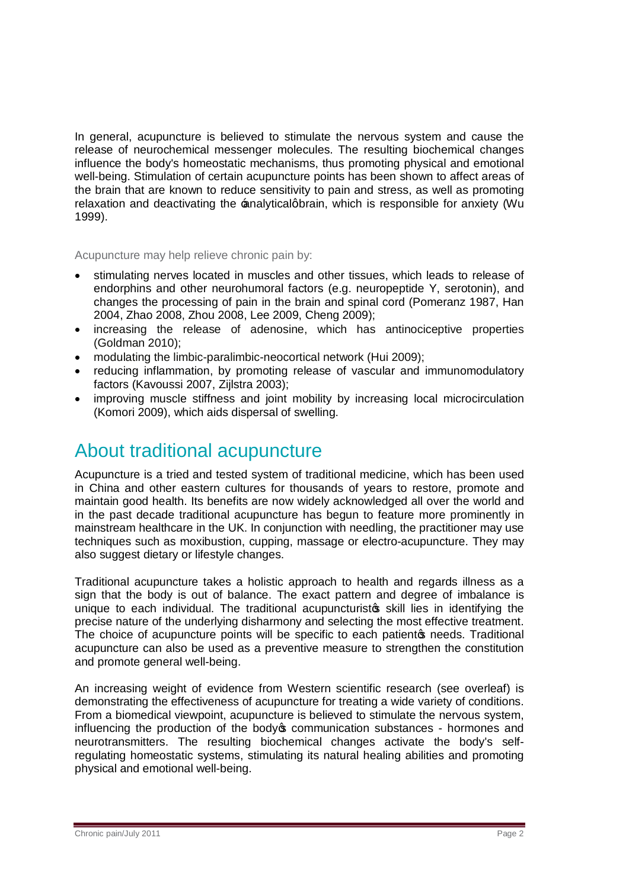In general, acupuncture is believed to stimulate the nervous system and cause the release of neurochemical messenger molecules. The resulting biochemical changes influence the body's homeostatic mechanisms, thus promoting physical and emotional well-being. Stimulation of certain acupuncture points has been shown to affect areas of the brain that are known to reduce sensitivity to pain and stress, as well as promoting relaxation and deactivating the 'analytical' brain, which is responsible for anxiety (Wu 1999).

Acupuncture may help relieve chronic pain by:

- stimulating nerves located in muscles and other tissues, which leads to release of endorphins and other neurohumoral factors (e.g. neuropeptide Y, serotonin), and changes the processing of pain in the brain and spinal cord (Pomeranz 1987, Han 2004, Zhao 2008, Zhou 2008, Lee 2009, Cheng 2009);
- increasing the release of adenosine, which has antinociceptive properties (Goldman 2010);
- modulating the limbic-paralimbic-neocortical network (Hui 2009);
- reducing inflammation, by promoting release of vascular and immunomodulatory factors (Kavoussi 2007, Zijlstra 2003);
- improving muscle stiffness and joint mobility by increasing local microcirculation (Komori 2009), which aids dispersal of swelling.

## About traditional acupuncture

Acupuncture is a tried and tested system of traditional medicine, which has been used in China and other eastern cultures for thousands of years to restore, promote and maintain good health. Its benefits are now widely acknowledged all over the world and in the past decade traditional acupuncture has begun to feature more prominently in mainstream healthcare in the UK. In conjunction with needling, the practitioner may use techniques such as moxibustion, cupping, massage or electro-acupuncture. They may also suggest dietary or lifestyle changes.

Traditional acupuncture takes a holistic approach to health and regards illness as a sign that the body is out of balance. The exact pattern and degree of imbalance is unique to each individual. The traditional acupuncturist's skill lies in identifying the precise nature of the underlying disharmony and selecting the most effective treatment. The choice of acupuncture points will be specific to each patient's needs. Traditional acupuncture can also be used as a preventive measure to strengthen the constitution and promote general well-being.

An increasing weight of evidence from Western scientific research (see overleaf) is demonstrating the effectiveness of acupuncture for treating a wide variety of conditions. From a biomedical viewpoint, acupuncture is believed to stimulate the nervous system, influencing the production of the body's communication substances - hormones and neurotransmitters. The resulting biochemical changes activate the body's self-regulating homeostatic systems, stimulating its natural healing abilities and promoting physical and emotional well-being.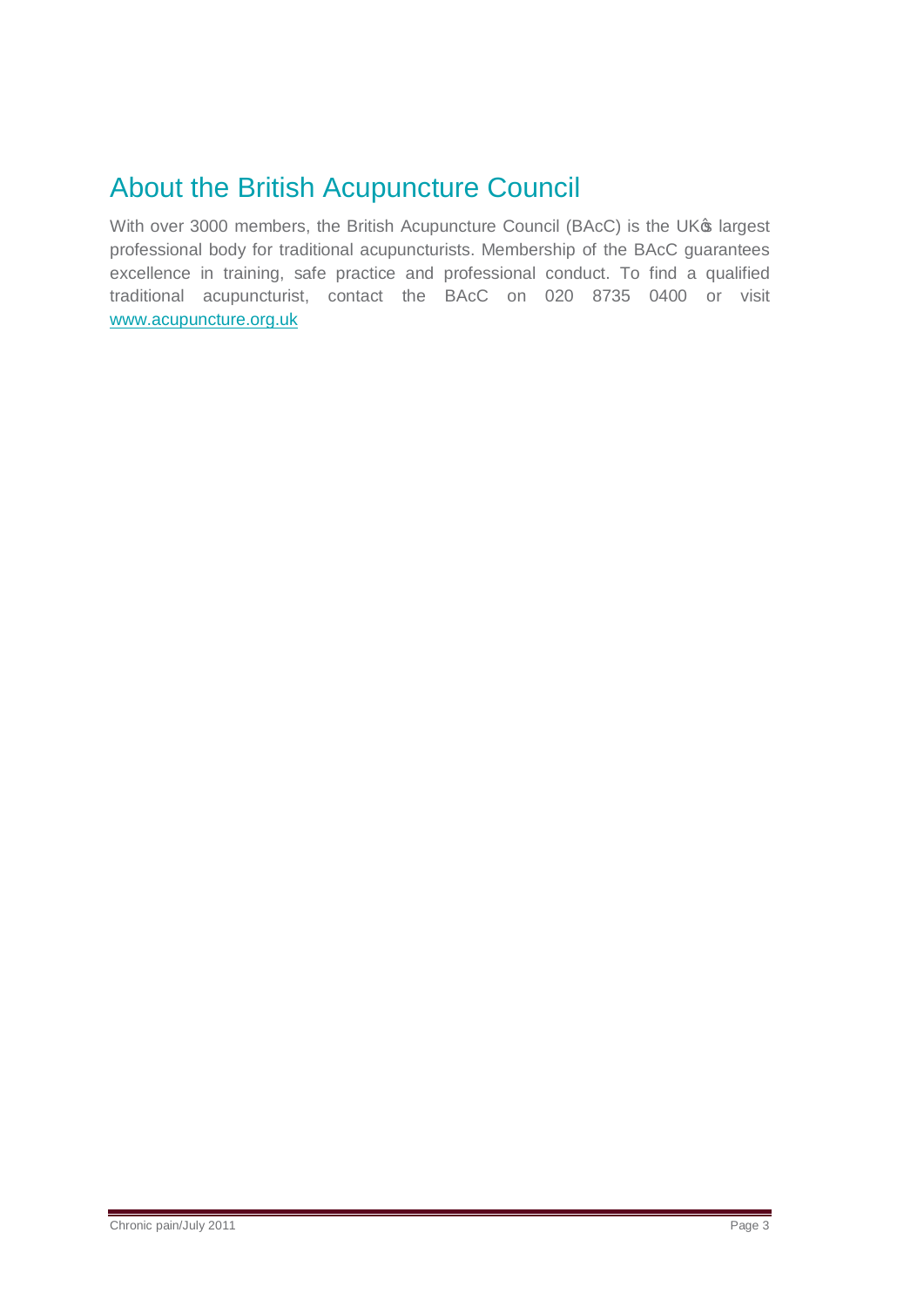## About the British Acupuncture Council

With over 3000 members, the British Acupuncture Council (BAcC) is the UKʼs largest professional body for traditional acupuncturists. Membership of the BAcC guarantees excellence in training, safe practice and professional conduct. To find a qualified traditional acupuncturist, contact the BAcC on 020 8735 0400 or visit [www.acupuncture.org.uk](http://www.acupuncture.org.uk)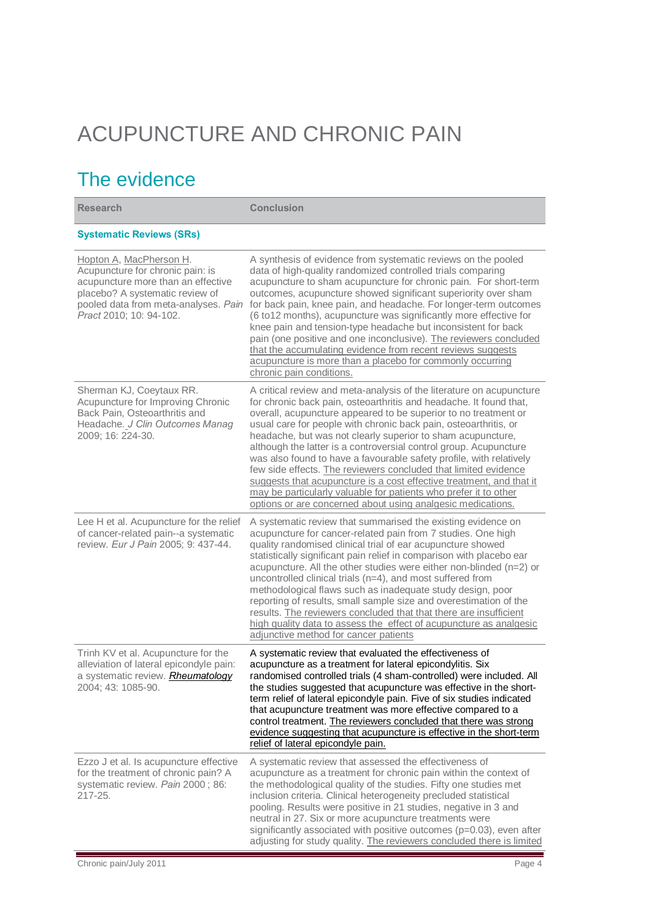# ACUPUNCTURE AND CHRONIC PAIN

## The evidence

| Research | Conclusion |
|---|---|
| **Systematic Reviews (SRs)** | |
| Hopton A, MacPherson H. Acupuncture for chronic pain: is acupuncture more than an effective placebo? A systematic review of pooled data from meta-analyses. *Pain Pract* 2010; 10: 94-102. | A synthesis of evidence from systematic reviews on the pooled data of high-quality randomized controlled trials comparing acupuncture to sham acupuncture for chronic pain. For short-term outcomes, acupuncture showed significant superiority over sham for back pain, knee pain, and headache. For longer-term outcomes (6 to12 months), acupuncture was significantly more effective for knee pain and tension-type headache but inconsistent for back pain (one positive and one inconclusive). The reviewers concluded that the accumulating evidence from recent reviews suggests acupuncture is more than a placebo for commonly occurring chronic pain conditions. |
| Sherman KJ, Coeytaux RR. Acupuncture for Improving Chronic Back Pain, Osteoarthritis and Headache. *J Clin Outcomes Manag* 2009; 16: 224-30. | A critical review and meta-analysis of the literature on acupuncture for chronic back pain, osteoarthritis and headache. It found that, overall, acupuncture appeared to be superior to no treatment or usual care for people with chronic back pain, osteoarthritis, or headache, but was not clearly superior to sham acupuncture, although the latter is a controversial control group. Acupuncture was also found to have a favourable safety profile, with relatively few side effects. The reviewers concluded that limited evidence suggests that acupuncture is a cost effective treatment, and that it may be particularly valuable for patients who prefer it to other options or are concerned about using analgesic medications. |
| Lee H et al. Acupuncture for the relief of cancer-related pain--a systematic review. *Eur J Pain* 2005; 9: 437-44. | A systematic review that summarised the existing evidence on acupuncture for cancer-related pain from 7 studies. One high quality randomised clinical trial of ear acupuncture showed statistically significant pain relief in comparison with placebo ear acupuncture. All the other studies were either non-blinded (n=2) or uncontrolled clinical trials (n=4), and most suffered from methodological flaws such as inadequate study design, poor reporting of results, small sample size and overestimation of the results. The reviewers concluded that that there are insufficient high quality data to assess the effect of acupuncture as analgesic adjunctive method for cancer patients |
| Trinh KV et al. Acupuncture for the alleviation of lateral epicondyle pain: a systematic review. ***Rheumatology*** 2004; 43: 1085-90. | A systematic review that evaluated the effectiveness of acupuncture as a treatment for lateral epicondylitis. Six randomised controlled trials (4 sham-controlled) were included. All the studies suggested that acupuncture was effective in the short-term relief of lateral epicondyle pain. Five of six studies indicated that acupuncture treatment was more effective compared to a control treatment. The reviewers concluded that there was strong evidence suggesting that acupuncture is effective in the short-term relief of lateral epicondyle pain. |
| Ezzo J et al. Is acupuncture effective for the treatment of chronic pain? A systematic review. *Pain* 2000 ; 86: 217-25. | A systematic review that assessed the effectiveness of acupuncture as a treatment for chronic pain within the context of the methodological quality of the studies. Fifty one studies met inclusion criteria. Clinical heterogeneity precluded statistical pooling. Results were positive in 21 studies, negative in 3 and neutral in 27. Six or more acupuncture treatments were significantly associated with positive outcomes ($p=0.03$), even after adjusting for study quality. The reviewers concluded there is limited |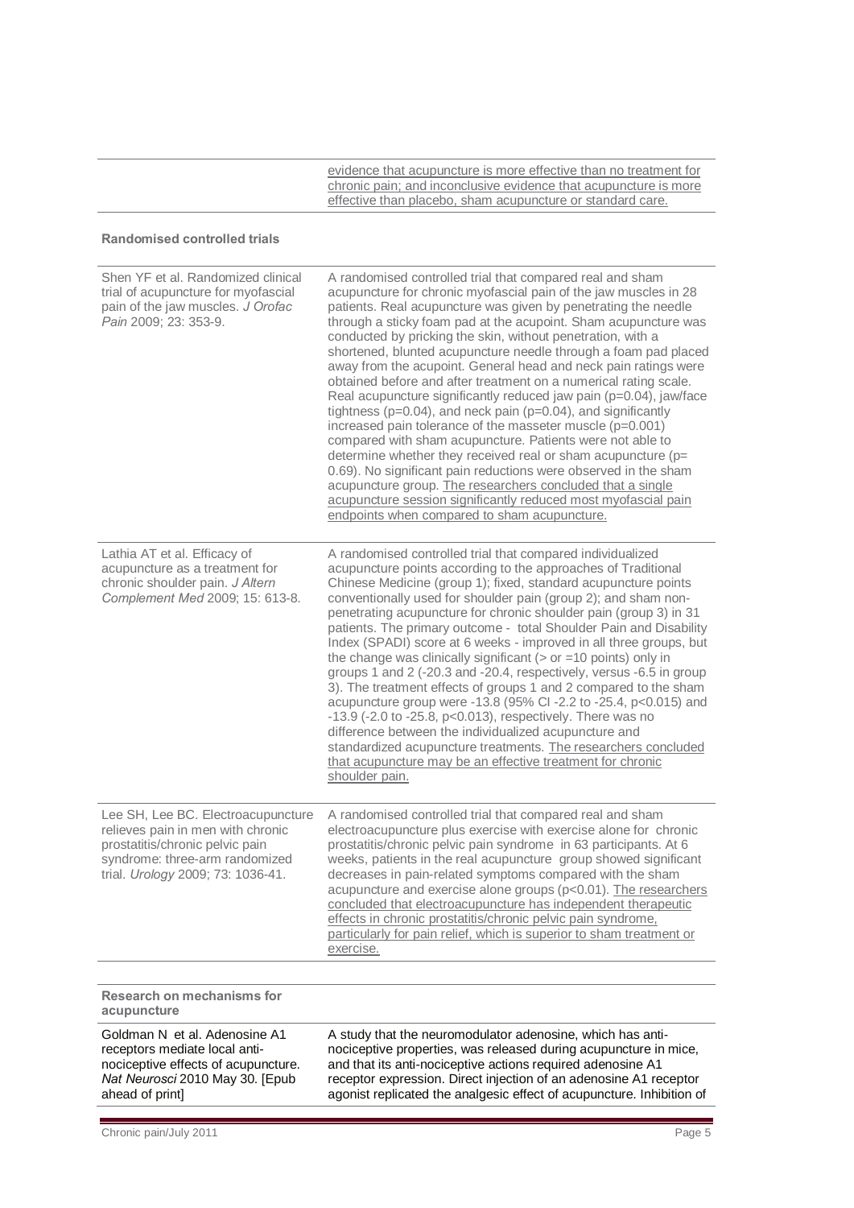| | |
|---|---|
| | evidence that acupuncture is more effective than no treatment for chronic pain; and inconclusive evidence that acupuncture is more effective than placebo, sham acupuncture or standard care. |

**Randomised controlled trials**

| | |
|---|---|
| Shen YF et al. Randomized clinical trial of acupuncture for myofascial pain of the jaw muscles. *J Orofac Pain* 2009; 23: 353-9. | A randomised controlled trial that compared real and sham acupuncture for chronic myofascial pain of the jaw muscles in 28 patients. Real acupuncture was given by penetrating the needle through a sticky foam pad at the acupoint. Sham acupuncture was conducted by pricking the skin, without penetration, with a shortened, blunted acupuncture needle through a foam pad placed away from the acupoint. General head and neck pain ratings were obtained before and after treatment on a numerical rating scale. Real acupuncture significantly reduced jaw pain (p=0.04), jaw/face tightness (p=0.04), and neck pain (p=0.04), and significantly increased pain tolerance of the masseter muscle (p=0.001) compared with sham acupuncture. Patients were not able to determine whether they received real or sham acupuncture (p= 0.69). No significant pain reductions were observed in the sham acupuncture group. The researchers concluded that a single acupuncture session significantly reduced most myofascial pain endpoints when compared to sham acupuncture. |
| Lathia AT et al. Efficacy of acupuncture as a treatment for chronic shoulder pain. *J Altern Complement Med* 2009; 15: 613-8. | A randomised controlled trial that compared individualized acupuncture points according to the approaches of Traditional Chinese Medicine (group 1); fixed, standard acupuncture points conventionally used for shoulder pain (group 2); and sham non-penetrating acupuncture for chronic shoulder pain (group 3) in 31 patients. The primary outcome - total Shoulder Pain and Disability Index (SPADI) score at 6 weeks - improved in all three groups, but the change was clinically significant (> or =10 points) only in groups 1 and 2 (-20.3 and -20.4, respectively, versus -6.5 in group 3). The treatment effects of groups 1 and 2 compared to the sham acupuncture group were -13.8 (95% CI -2.2 to -25.4, p<0.015) and -13.9 (-2.0 to -25.8, p<0.013), respectively. There was no difference between the individualized acupuncture and standardized acupuncture treatments. The researchers concluded that acupuncture may be an effective treatment for chronic shoulder pain. |
| Lee SH, Lee BC. Electroacupuncture relieves pain in men with chronic prostatitis/chronic pelvic pain syndrome: three-arm randomized trial. *Urology* 2009; 73: 1036-41. | A randomised controlled trial that compared real and sham electroacupuncture plus exercise with exercise alone for chronic prostatitis/chronic pelvic pain syndrome in 63 participants. At 6 weeks, patients in the real acupuncture group showed significant decreases in pain-related symptoms compared with the sham acupuncture and exercise alone groups (p<0.01). The researchers concluded that electroacupuncture has independent therapeutic effects in chronic prostatitis/chronic pelvic pain syndrome, particularly for pain relief, which is superior to sham treatment or exercise. |

**Research on mechanisms for acupuncture**

| | |
|---|---|
| Goldman N et al. Adenosine A1 receptors mediate local anti-nociceptive effects of acupuncture. *Nat Neurosci* 2010 May 30. [Epub ahead of print] | A study that the neuromodulator adenosine, which has anti-nociceptive properties, was released during acupuncture in mice, and that its anti-nociceptive actions required adenosine A1 receptor expression. Direct injection of an adenosine A1 receptor agonist replicated the analgesic effect of acupuncture. Inhibition of |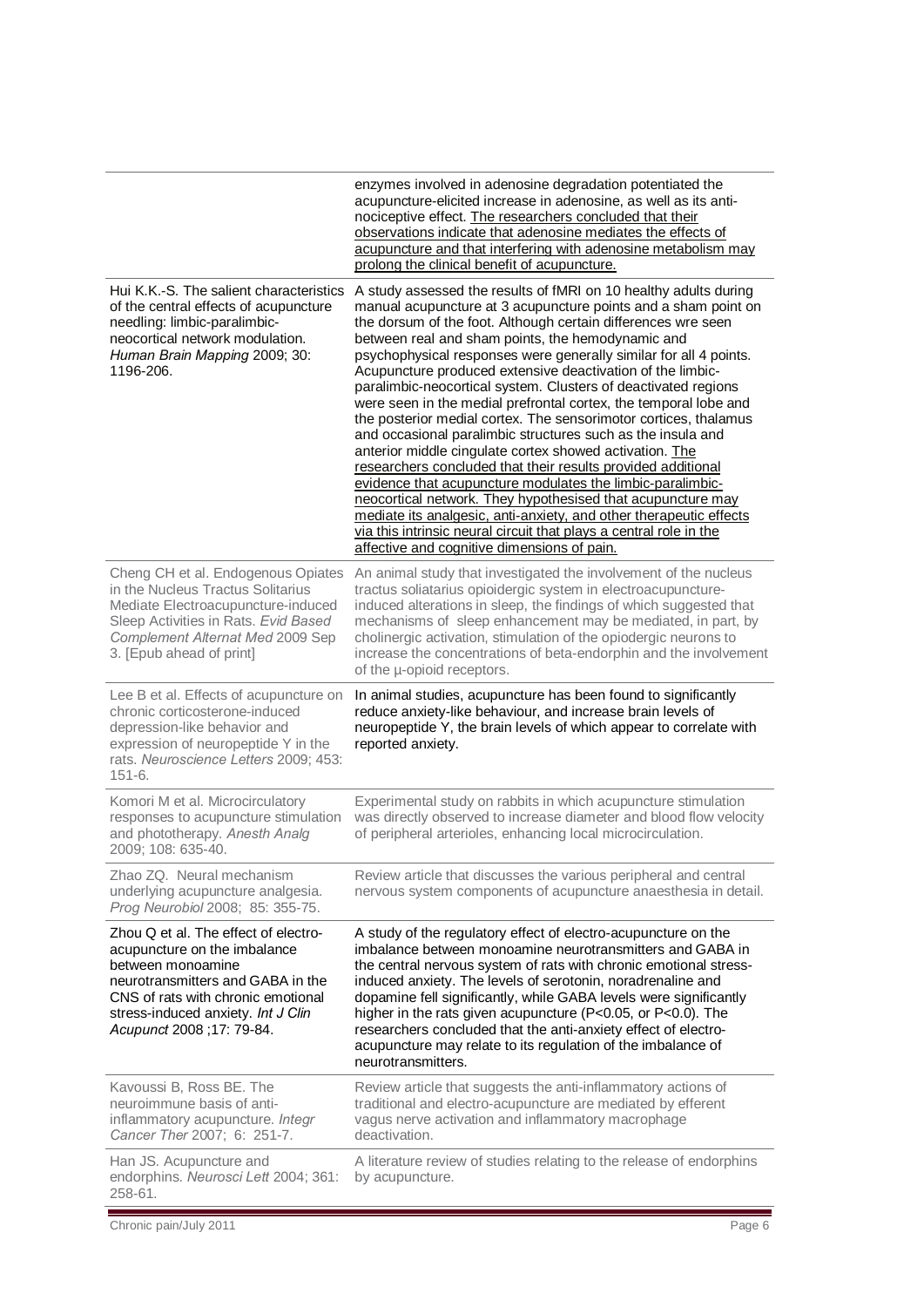| | |
|---|---|
| | enzymes involved in adenosine degradation potentiated the acupuncture-elicited increase in adenosine, as well as its anti-nociceptive effect. The researchers concluded that their observations indicate that adenosine mediates the effects of acupuncture and that interfering with adenosine metabolism may prolong the clinical benefit of acupuncture. |
| Hui K.K.-S. The salient characteristics of the central effects of acupuncture needling: limbic-paralimbic-neocortical network modulation. *Human Brain Mapping* 2009; 30: 1196-206. | A study assessed the results of fMRI on 10 healthy adults during manual acupuncture at 3 acupuncture points and a sham point on the dorsum of the foot. Although certain differences wre seen between real and sham points, the hemodynamic and psychophysical responses were generally similar for all 4 points. Acupuncture produced extensive deactivation of the limbic-paralimbic-neocortical system. Clusters of deactivated regions were seen in the medial prefrontal cortex, the temporal lobe and the posterior medial cortex. The sensorimotor cortices, thalamus and occasional paralimbic structures such as the insula and anterior middle cingulate cortex showed activation. The researchers concluded that their results provided additional evidence that acupuncture modulates the limbic-paralimbic-neocortical network. They hypothesised that acupuncture may mediate its analgesic, anti-anxiety, and other therapeutic effects via this intrinsic neural circuit that plays a central role in the affective and cognitive dimensions of pain. |
| Cheng CH et al. Endogenous Opiates in the Nucleus Tractus Solitarius Mediate Electroacupuncture-induced Sleep Activities in Rats. *Evid Based Complement Alternat Med* 2009 Sep 3. [Epub ahead of print] | An animal study that investigated the involvement of the nucleus tractus soliatarius opioidergic system in electroacupuncture-induced alterations in sleep, the findings of which suggested that mechanisms of sleep enhancement may be mediated, in part, by cholinergic activation, stimulation of the opiodergic neurons to increase the concentrations of beta-endorphin and the involvement of the µ-opioid receptors. |
| Lee B et al. Effects of acupuncture on chronic corticosterone-induced depression-like behavior and expression of neuropeptide Y in the rats. *Neuroscience Letters* 2009; 453: 151-6. | In animal studies, acupuncture has been found to significantly reduce anxiety-like behaviour, and increase brain levels of neuropeptide Y, the brain levels of which appear to correlate with reported anxiety. |
| Komori M et al. Microcirculatory responses to acupuncture stimulation and phototherapy. *Anesth Analg* 2009; 108: 635-40. | Experimental study on rabbits in which acupuncture stimulation was directly observed to increase diameter and blood flow velocity of peripheral arterioles, enhancing local microcirculation. |
| Zhao ZQ. Neural mechanism underlying acupuncture analgesia. *Prog Neurobiol* 2008; 85: 355-75. | Review article that discusses the various peripheral and central nervous system components of acupuncture anaesthesia in detail. |
| Zhou Q et al. The effect of electro-acupuncture on the imbalance between monoamine neurotransmitters and GABA in the CNS of rats with chronic emotional stress-induced anxiety. *Int J Clin Acupunct* 2008 ;17: 79-84. | A study of the regulatory effect of electro-acupuncture on the imbalance between monoamine neurotransmitters and GABA in the central nervous system of rats with chronic emotional stress-induced anxiety. The levels of serotonin, noradrenaline and dopamine fell significantly, while GABA levels were significantly higher in the rats given acupuncture ($P<0.05$, or $P<0.0$). The researchers concluded that the anti-anxiety effect of electro-acupuncture may relate to its regulation of the imbalance of neurotransmitters. |
| Kavoussi B, Ross BE. The neuroimmune basis of anti-inflammatory acupuncture. *Integr Cancer Ther* 2007; 6: 251-7. | Review article that suggests the anti-inflammatory actions of traditional and electro-acupuncture are mediated by efferent vagus nerve activation and inflammatory macrophage deactivation. |
| Han JS. Acupuncture and endorphins. *Neurosci Lett* 2004; 361: 258-61. | A literature review of studies relating to the release of endorphins by acupuncture. |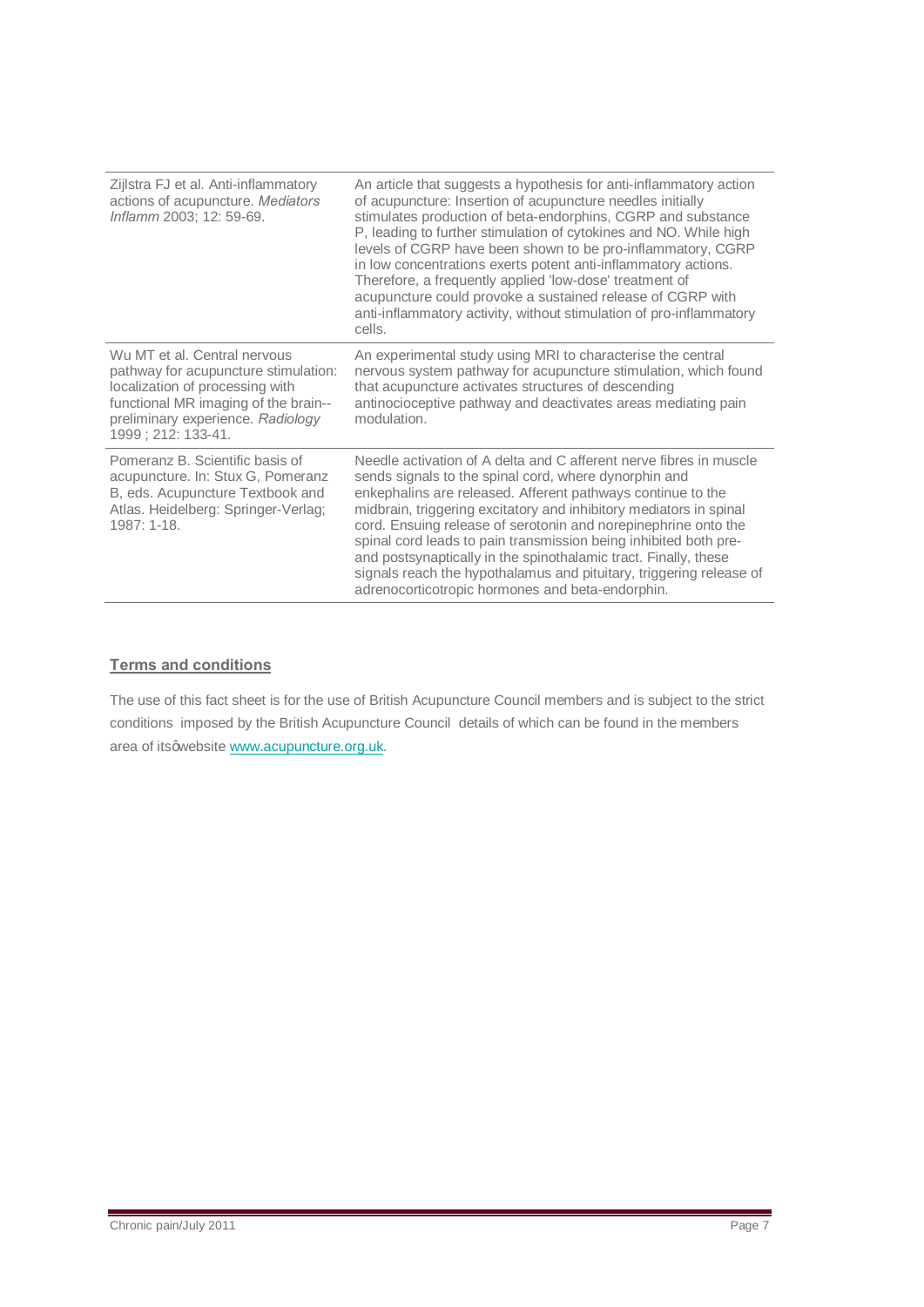| | |
|---|---|
| Zijlstra FJ et al. Anti-inflammatory actions of acupuncture. *Mediators Inflamm* 2003; 12: 59-69. | An article that suggests a hypothesis for anti-inflammatory action of acupuncture: Insertion of acupuncture needles initially stimulates production of beta-endorphins, CGRP and substance P, leading to further stimulation of cytokines and NO. While high levels of CGRP have been shown to be pro-inflammatory, CGRP in low concentrations exerts potent anti-inflammatory actions. Therefore, a frequently applied 'low-dose' treatment of acupuncture could provoke a sustained release of CGRP with anti-inflammatory activity, without stimulation of pro-inflammatory cells. |
| Wu MT et al. Central nervous pathway for acupuncture stimulation: localization of processing with functional MR imaging of the brain--preliminary experience. *Radiology* 1999 ; 212: 133-41. | An experimental study using MRI to characterise the central nervous system pathway for acupuncture stimulation, which found that acupuncture activates structures of descending antinocioceptive pathway and deactivates areas mediating pain modulation. |
| Pomeranz B. Scientific basis of acupuncture. In: Stux G, Pomeranz B, eds. Acupuncture Textbook and Atlas. Heidelberg: Springer-Verlag; 1987: 1-18. | Needle activation of A delta and C afferent nerve fibres in muscle sends signals to the spinal cord, where dynorphin and enkephalins are released. Afferent pathways continue to the midbrain, triggering excitatory and inhibitory mediators in spinal cord. Ensuing release of serotonin and norepinephrine onto the spinal cord leads to pain transmission being inhibited both pre- and postsynaptically in the spinothalamic tract. Finally, these signals reach the hypothalamus and pituitary, triggering release of adrenocorticotropic hormones and beta-endorphin. |

## Terms and conditions

The use of this fact sheet is for the use of British Acupuncture Council members and is subject to the strict conditions imposed by the British Acupuncture Council details of which can be found in the members area of its website www.acupuncture.org.uk.